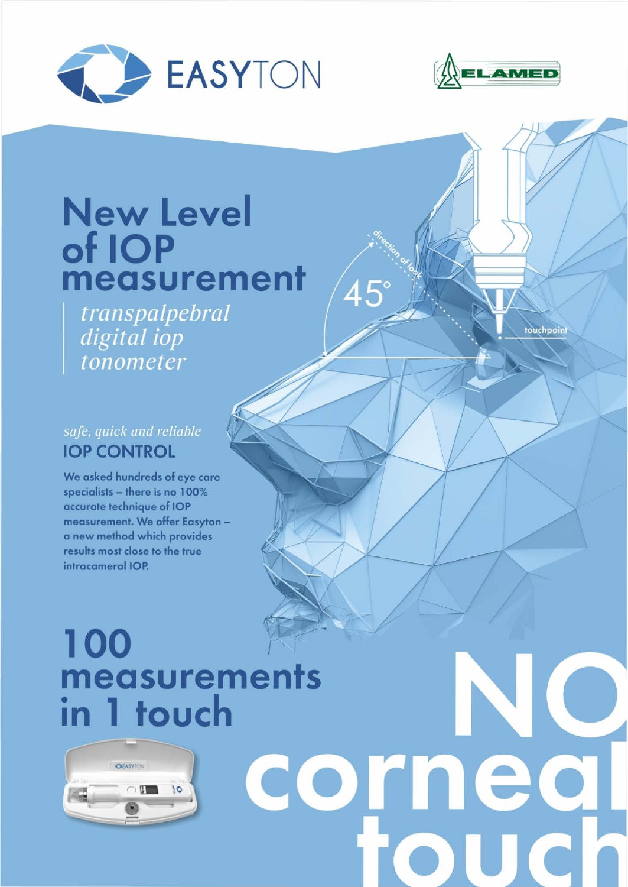EASYTON

ELAMED

# New Level of IOP measurement

*transpalpebral digital iop tonometer*

direction of look

45°

touchpoint

*safe, quick and reliable*

## IOP CONTROL

**We asked hundreds of eye care specialists – there is no 100% accurate technique of IOP measurement. We offer Easyton – a new method which provides results most close to the true intracameral IOP.**

# 100 measurements in 1 touch

# NO corneal touch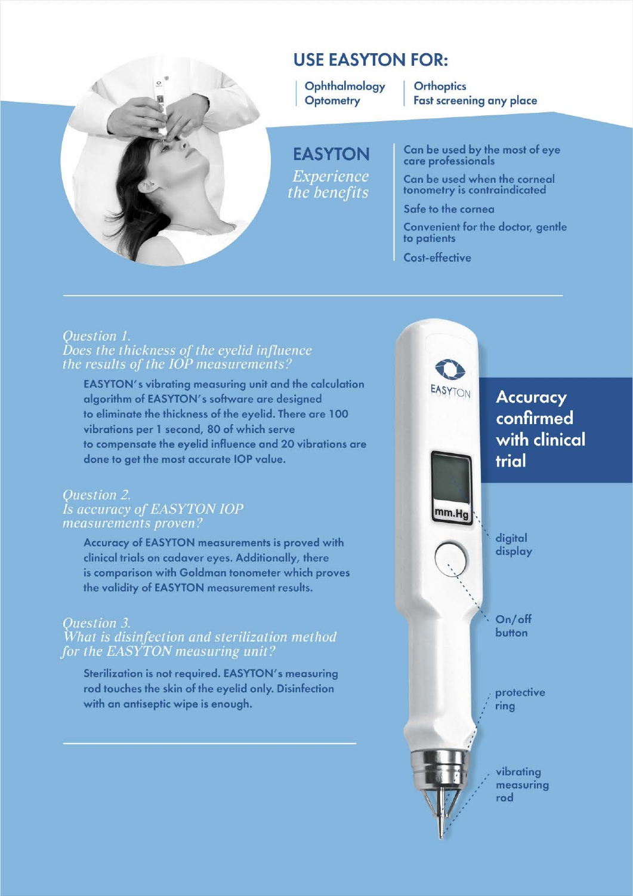## USE EASYTON FOR:

- Ophthalmology
- Optometry
- Orthoptics
- Fast screening any place

## EASYTON

*Experience the benefits*

- Can be used by the most of eye care professionals
- Can be used when the corneal tonometry is contraindicated
- Safe to the cornea
- Convenient for the doctor, gentle to patients
- Cost-effective

---

### *Question 1. Does the thickness of the eyelid influence the results of the IOP measurements?*

EASYTON's vibrating measuring unit and the calculation algorithm of EASYTON's software are designed to eliminate the thickness of the eyelid. There are 100 vibrations per 1 second, 80 of which serve to compensate the eyelid influence and 20 vibrations are done to get the most accurate IOP value.

### *Question 2. Is accuracy of EASYTON IOP measurements proven?*

Accuracy of EASYTON measurements is proved with clinical trials on cadaver eyes. Additionally, there is comparison with Goldman tonometer which proves the validity of EASYTON measurement results.

### *Question 3. What is disinfection and sterilization method for the EASYTON measuring unit?*

Sterilization is not required. EASYTON's measuring rod touches the skin of the eyelid only. Disinfection with an antiseptic wipe is enough.

---

**Accuracy confirmed with clinical trial**

EASYTON

mm.Hg

digital display

On/off button

protective ring

vibrating measuring rod